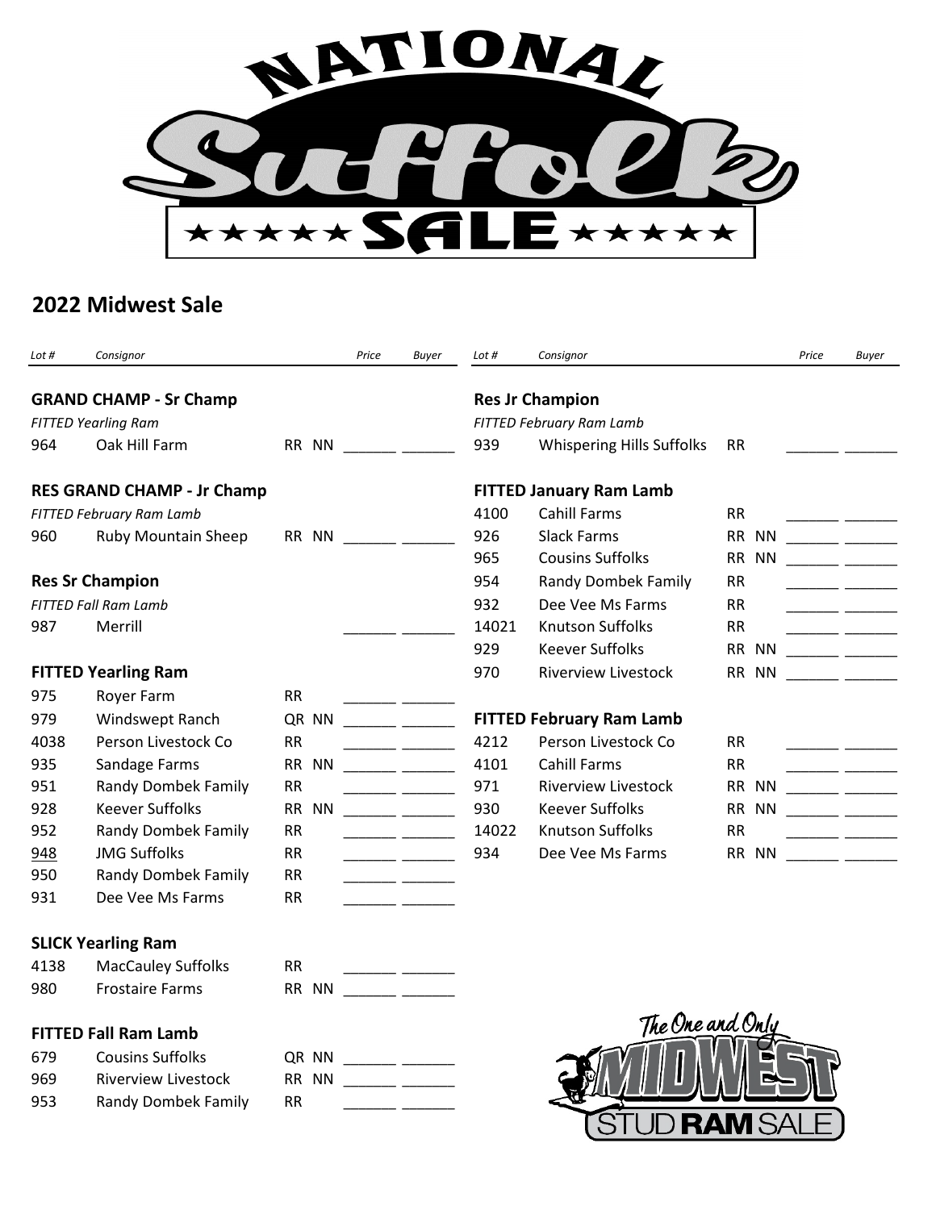# National Suffolk Sale

## 2022 Midwest Sale

| Lot # | Consignor | | Price | Buyer |
|---|---|---|---|---|
| **GRAND CHAMP - Sr Champ** | | | | |
| *FITTED Yearling Ram* | | | | |
| 964 | Oak Hill Farm | RR NN | | |
| **RES GRAND CHAMP - Jr Champ** | | | | |
| *FITTED February Ram Lamb* | | | | |
| 960 | Ruby Mountain Sheep | RR NN | | |
| **Res Sr Champion** | | | | |
| *FITTED Fall Ram Lamb* | | | | |
| 987 | Merrill | | | |
| **FITTED Yearling Ram** | | | | |
| 975 | Royer Farm | RR | | |
| 979 | Windswept Ranch | QR NN | | |
| 4038 | Person Livestock Co | RR | | |
| 935 | Sandage Farms | RR NN | | |
| 951 | Randy Dombek Family | RR | | |
| 928 | Keever Suffolks | RR NN | | |
| 952 | Randy Dombek Family | RR | | |
| 948 | JMG Suffolks | RR | | |
| 950 | Randy Dombek Family | RR | | |
| 931 | Dee Vee Ms Farms | RR | | |
| **SLICK Yearling Ram** | | | | |
| 4138 | MacCauley Suffolks | RR | | |
| 980 | Frostaire Farms | RR NN | | |
| **FITTED Fall Ram Lamb** | | | | |
| 679 | Cousins Suffolks | QR NN | | |
| 969 | Riverview Livestock | RR NN | | |
| 953 | Randy Dombek Family | RR | | |
| **Res Jr Champion** | | | | |
| *FITTED February Ram Lamb* | | | | |
| 939 | Whispering Hills Suffolks | RR | | |
| **FITTED January Ram Lamb** | | | | |
| 4100 | Cahill Farms | RR | | |
| 926 | Slack Farms | RR NN | | |
| 965 | Cousins Suffolks | RR NN | | |
| 954 | Randy Dombek Family | RR | | |
| 932 | Dee Vee Ms Farms | RR | | |
| 14021 | Knutson Suffolks | RR | | |
| 929 | Keever Suffolks | RR NN | | |
| 970 | Riverview Livestock | RR NN | | |
| **FITTED February Ram Lamb** | | | | |
| 4212 | Person Livestock Co | RR | | |
| 4101 | Cahill Farms | RR | | |
| 971 | Riverview Livestock | RR NN | | |
| 930 | Keever Suffolks | RR NN | | |
| 14022 | Knutson Suffolks | RR | | |
| 934 | Dee Vee Ms Farms | RR NN | | |

The One and Only MIDWEST STUD RAM SALE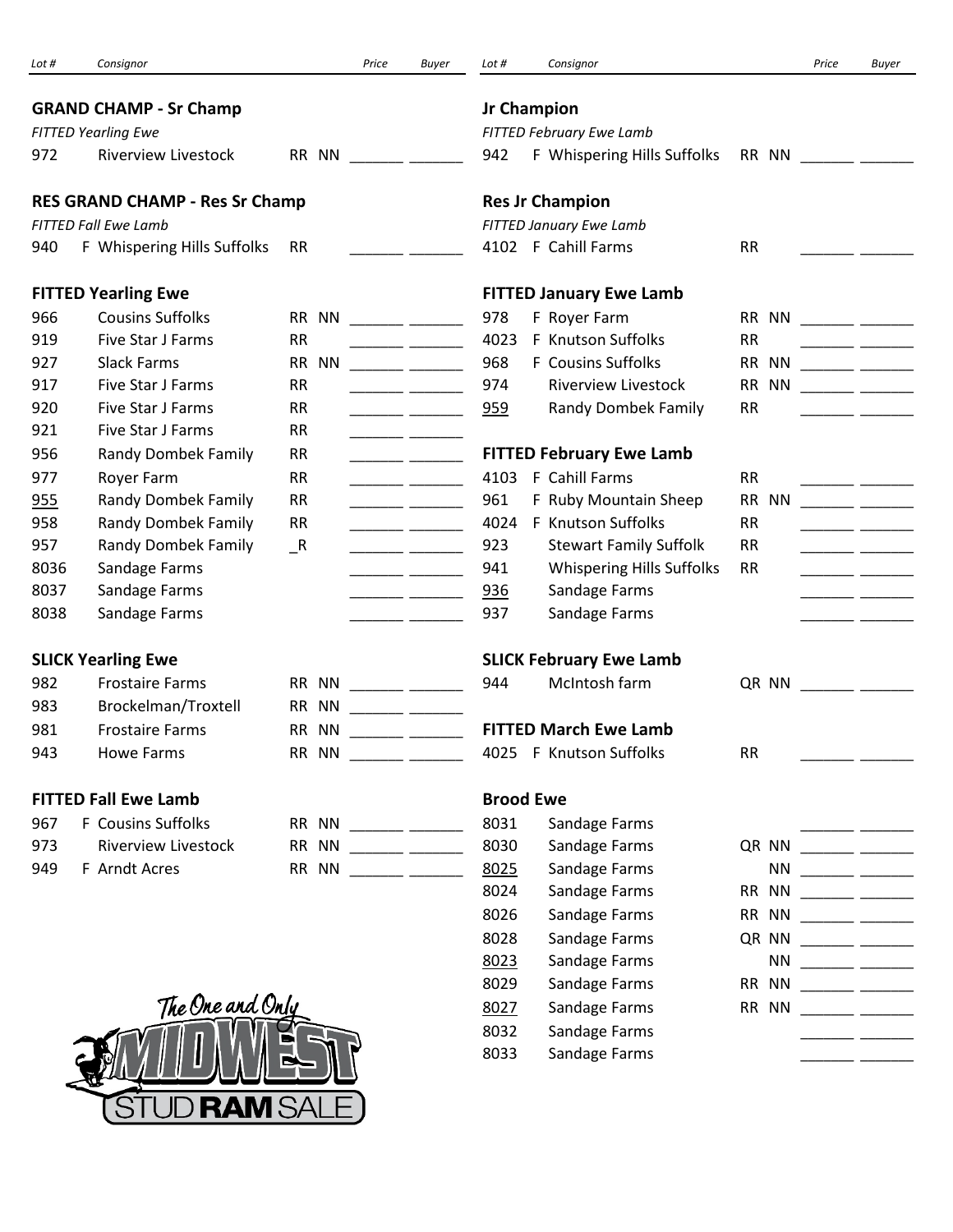| Lot # | Consignor | | Price | Buyer |
|---|---|---|---|---|

## GRAND CHAMP - Sr Champ

*FITTED Yearling Ewe*

| Lot # | Consignor | | Price | Buyer |
|---|---|---|---|---|
| 972 | Riverview Livestock | RR NN | | |

## RES GRAND CHAMP - Res Sr Champ

*FITTED Fall Ewe Lamb*

| Lot # | Consignor | | Price | Buyer |
|---|---|---|---|---|
| 940 | F Whispering Hills Suffolks | RR | | |

## FITTED Yearling Ewe

| Lot # | Consignor | | Price | Buyer |
|---|---|---|---|---|
| 966 | Cousins Suffolks | RR NN | | |
| 919 | Five Star J Farms | RR | | |
| 927 | Slack Farms | RR NN | | |
| 917 | Five Star J Farms | RR | | |
| 920 | Five Star J Farms | RR | | |
| 921 | Five Star J Farms | RR | | |
| 956 | Randy Dombek Family | RR | | |
| 977 | Royer Farm | RR | | |
| 955 | Randy Dombek Family | RR | | |
| 958 | Randy Dombek Family | RR | | |
| 957 | Randy Dombek Family | _R | | |
| 8036 | Sandage Farms | | | |
| 8037 | Sandage Farms | | | |
| 8038 | Sandage Farms | | | |

## SLICK Yearling Ewe

| Lot # | Consignor | | Price | Buyer |
|---|---|---|---|---|
| 982 | Frostaire Farms | RR NN | | |
| 983 | Brockelman/Troxtell | RR NN | | |
| 981 | Frostaire Farms | RR NN | | |
| 943 | Howe Farms | RR NN | | |

## FITTED Fall Ewe Lamb

| Lot # | Consignor | | Price | Buyer |
|---|---|---|---|---|
| 967 | F Cousins Suffolks | RR NN | | |
| 973 | Riverview Livestock | RR NN | | |
| 949 | F Arndt Acres | RR NN | | |

## Jr Champion

*FITTED February Ewe Lamb*

| Lot # | Consignor | | Price | Buyer |
|---|---|---|---|---|
| 942 | F Whispering Hills Suffolks | RR NN | | |

## Res Jr Champion

*FITTED January Ewe Lamb*

| Lot # | Consignor | | Price | Buyer |
|---|---|---|---|---|
| 4102 | F Cahill Farms | RR | | |

## FITTED January Ewe Lamb

| Lot # | Consignor | | Price | Buyer |
|---|---|---|---|---|
| 978 | F Royer Farm | RR NN | | |
| 4023 | F Knutson Suffolks | RR | | |
| 968 | F Cousins Suffolks | RR NN | | |
| 974 | Riverview Livestock | RR NN | | |
| 959 | Randy Dombek Family | RR | | |

## FITTED February Ewe Lamb

| Lot # | Consignor | | Price | Buyer |
|---|---|---|---|---|
| 4103 | F Cahill Farms | RR | | |
| 961 | F Ruby Mountain Sheep | RR NN | | |
| 4024 | F Knutson Suffolks | RR | | |
| 923 | Stewart Family Suffolk | RR | | |
| 941 | Whispering Hills Suffolks | RR | | |
| 936 | Sandage Farms | | | |
| 937 | Sandage Farms | | | |

## SLICK February Ewe Lamb

| Lot # | Consignor | | Price | Buyer |
|---|---|---|---|---|
| 944 | McIntosh farm | QR NN | | |

## FITTED March Ewe Lamb

| Lot # | Consignor | | Price | Buyer |
|---|---|---|---|---|
| 4025 | F Knutson Suffolks | RR | | |

## Brood Ewe

| Lot # | Consignor | | Price | Buyer |
|---|---|---|---|---|
| 8031 | Sandage Farms | | | |
| 8030 | Sandage Farms | QR NN | | |
| 8025 | Sandage Farms | NN | | |
| 8024 | Sandage Farms | RR NN | | |
| 8026 | Sandage Farms | RR NN | | |
| 8028 | Sandage Farms | QR NN | | |
| 8023 | Sandage Farms | NN | | |
| 8029 | Sandage Farms | RR NN | | |
| 8027 | Sandage Farms | RR NN | | |
| 8032 | Sandage Farms | | | |
| 8033 | Sandage Farms | | | |

The One and Only MIDWEST STUD RAM SALE